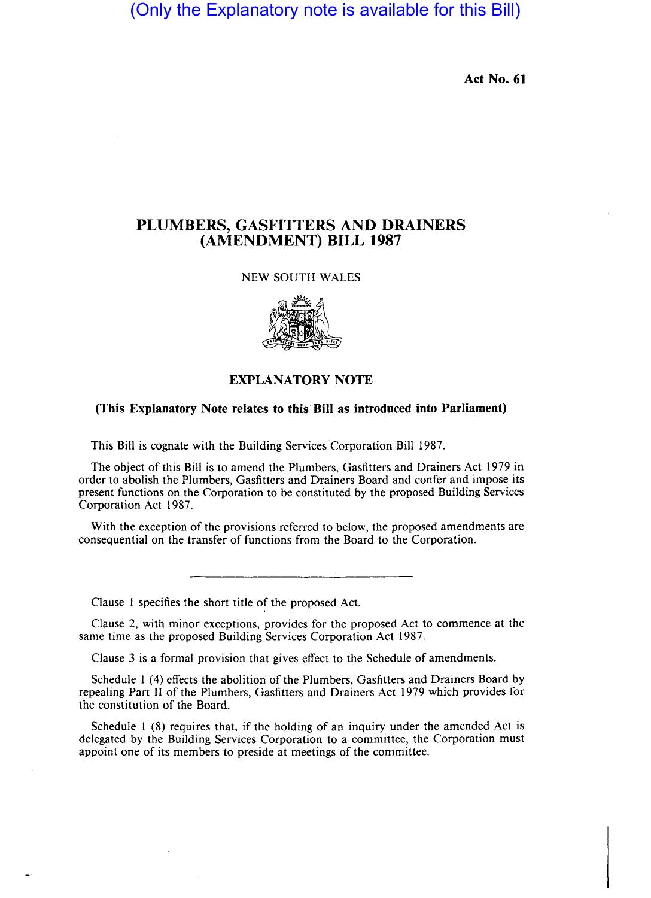(Only the Explanatory note is available for this Bill)

**Act No. 61**

# PLUMBERS, GASFITTERS AND DRAINERS (AMENDMENT) BILL 1987

NEW SOUTH WALES

## EXPLANATORY NOTE

**(This Explanatory Note relates to this Bill as introduced into Parliament)**

This Bill is cognate with the Building Services Corporation Bill 1987.

The object of this Bill is to amend the Plumbers, Gasfitters and Drainers Act 1979 in order to abolish the Plumbers, Gasfitters and Drainers Board and confer and impose its present functions on the Corporation to be constituted by the proposed Building Services Corporation Act 1987.

With the exception of the provisions referred to below, the proposed amendments are consequential on the transfer of functions from the Board to the Corporation.

---

Clause 1 specifies the short title of the proposed Act.

Clause 2, with minor exceptions, provides for the proposed Act to commence at the same time as the proposed Building Services Corporation Act 1987.

Clause 3 is a formal provision that gives effect to the Schedule of amendments.

Schedule 1 (4) effects the abolition of the Plumbers, Gasfitters and Drainers Board by repealing Part II of the Plumbers, Gasfitters and Drainers Act 1979 which provides for the constitution of the Board.

Schedule 1 (8) requires that, if the holding of an inquiry under the amended Act is delegated by the Building Services Corporation to a committee, the Corporation must appoint one of its members to preside at meetings of the committee.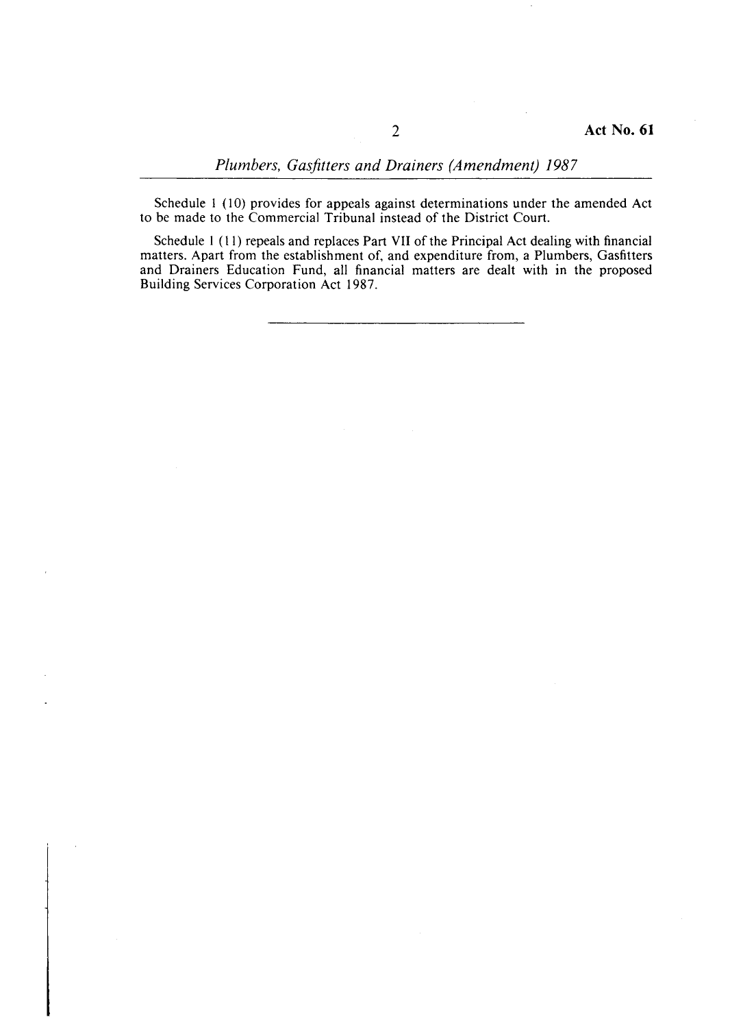Schedule 1 (10) provides for appeals against determinations under the amended Act to be made to the Commercial Tribunal instead of the District Court.

Schedule 1 (11) repeals and replaces Part VII of the Principal Act dealing with financial matters. Apart from the establishment of, and expenditure from, a Plumbers, Gasfitters and Drainers Education Fund, all financial matters are dealt with in the proposed Building Services Corporation Act 1987.